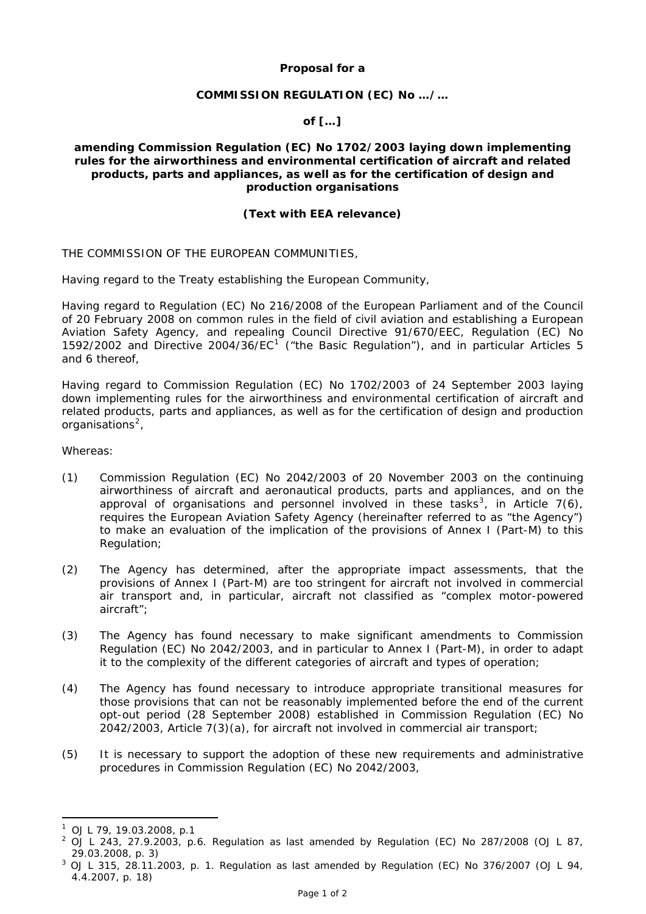**Proposal for a**

**COMMISSION REGULATION (EC) No …/…**

**of […]**

**amending Commission Regulation (EC) No 1702/2003 laying down implementing rules for the airworthiness and environmental certification of aircraft and related products, parts and appliances, as well as for the certification of design and production organisations**

**(Text with EEA relevance)**

THE COMMISSION OF THE EUROPEAN COMMUNITIES,

Having regard to the Treaty establishing the European Community,

Having regard to Regulation (EC) No 216/2008 of the European Parliament and of the Council of 20 February 2008 on common rules in the field of civil aviation and establishing a European Aviation Safety Agency, and repealing Council Directive 91/670/EEC, Regulation (EC) No 1592/2002 and Directive 2004/36/EC[1] ("the Basic Regulation"), and in particular Articles 5 and 6 thereof,

Having regard to Commission Regulation (EC) No 1702/2003 of 24 September 2003 laying down implementing rules for the airworthiness and environmental certification of aircraft and related products, parts and appliances, as well as for the certification of design and production organisations[2],

Whereas:

(1) Commission Regulation (EC) No 2042/2003 of 20 November 2003 on the continuing airworthiness of aircraft and aeronautical products, parts and appliances, and on the approval of organisations and personnel involved in these tasks[3], in Article 7(6), requires the European Aviation Safety Agency (hereinafter referred to as "the Agency") to make an evaluation of the implication of the provisions of Annex I (Part-M) to this Regulation;

(2) The Agency has determined, after the appropriate impact assessments, that the provisions of Annex I (Part-M) are too stringent for aircraft not involved in commercial air transport and, in particular, aircraft not classified as "complex motor-powered aircraft";

(3) The Agency has found necessary to make significant amendments to Commission Regulation (EC) No 2042/2003, and in particular to Annex I (Part-M), in order to adapt it to the complexity of the different categories of aircraft and types of operation;

(4) The Agency has found necessary to introduce appropriate transitional measures for those provisions that can not be reasonably implemented before the end of the current opt-out period (28 September 2008) established in Commission Regulation (EC) No 2042/2003, Article 7(3)(a), for aircraft not involved in commercial air transport;

(5) It is necessary to support the adoption of these new requirements and administrative procedures in Commission Regulation (EC) No 2042/2003,

---

[1] OJ L 79, 19.03.2008, p.1

[2] OJ L 243, 27.9.2003, p.6. Regulation as last amended by Regulation (EC) No 287/2008 (OJ L 87, 29.03.2008, p. 3)

[3] OJ L 315, 28.11.2003, p. 1. Regulation as last amended by Regulation (EC) No 376/2007 (OJ L 94, 4.4.2007, p. 18)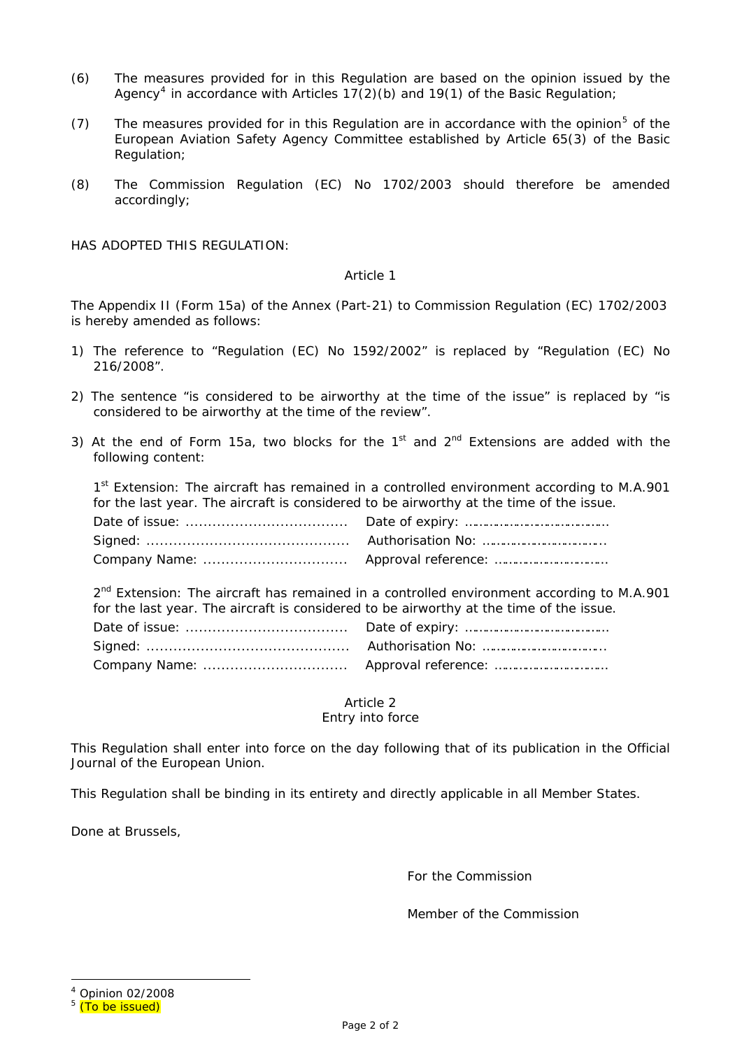(6) The measures provided for in this Regulation are based on the opinion issued by the Agency[4] in accordance with Articles 17(2)(b) and 19(1) of the Basic Regulation;

(7) The measures provided for in this Regulation are in accordance with the opinion[5] of the European Aviation Safety Agency Committee established by Article 65(3) of the Basic Regulation;

(8) The Commission Regulation (EC) No 1702/2003 should therefore be amended accordingly;

HAS ADOPTED THIS REGULATION:

Article 1

The Appendix II (Form 15a) of the Annex (Part-21) to Commission Regulation (EC) 1702/2003 is hereby amended as follows:

1) The reference to "Regulation (EC) No 1592/2002" is replaced by "Regulation (EC) No 216/2008".

2) The sentence "is considered to be airworthy at the time of the issue" is replaced by "is considered to be airworthy at the time of the review".

3) At the end of Form 15a, two blocks for the 1st and 2nd Extensions are added with the following content:

1st Extension: The aircraft has remained in a controlled environment according to M.A.901 for the last year. The aircraft is considered to be airworthy at the time of the issue.

Date of issue: .................................... Date of expiry: ......................................

Signed: ............................................ Authorisation No: ................................

Company Name: ................................ Approval reference: ..............................

2nd Extension: The aircraft has remained in a controlled environment according to M.A.901 for the last year. The aircraft is considered to be airworthy at the time of the issue.

Date of issue: .................................... Date of expiry: ......................................

Signed: ............................................ Authorisation No: ................................

Company Name: ................................ Approval reference: ..............................

Article 2
Entry into force

This Regulation shall enter into force on the day following that of its publication in the Official Journal of the European Union.

This Regulation shall be binding in its entirety and directly applicable in all Member States.

Done at Brussels,

For the Commission

Member of the Commission

[4] Opinion 02/2008

[5] (To be issued)